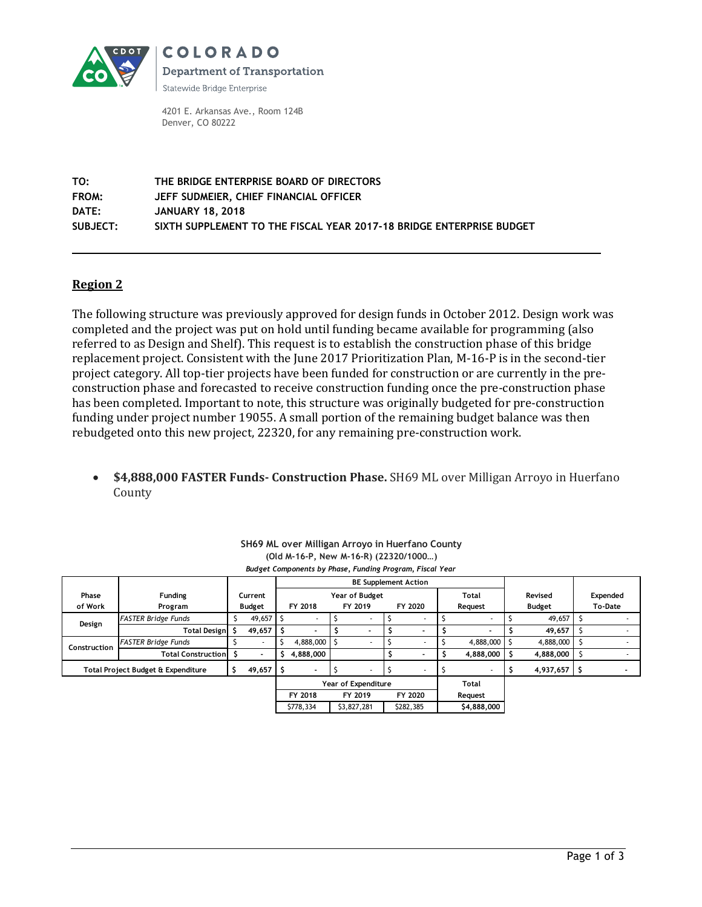COLORADO

Department of Transportation

Statewide Bridge Enterprise

4201 E. Arkansas Ave., Room 124B
Denver, CO 80222

**TO:** THE BRIDGE ENTERPRISE BOARD OF DIRECTORS
**FROM:** JEFF SUDMEIER, CHIEF FINANCIAL OFFICER
**DATE:** JANUARY 18, 2018
**SUBJECT:** SIXTH SUPPLEMENT TO THE FISCAL YEAR 2017-18 BRIDGE ENTERPRISE BUDGET

---

## Region 2

The following structure was previously approved for design funds in October 2012. Design work was completed and the project was put on hold until funding became available for programming (also referred to as Design and Shelf). This request is to establish the construction phase of this bridge replacement project. Consistent with the June 2017 Prioritization Plan, M-16-P is in the second-tier project category. All top-tier projects have been funded for construction or are currently in the pre-construction phase and forecasted to receive construction funding once the pre-construction phase has been completed. Important to note, this structure was originally budgeted for pre-construction funding under project number 19055. A small portion of the remaining budget balance was then rebudgeted onto this new project, 22320, for any remaining pre-construction work.

- **$4,888,000 FASTER Funds- Construction Phase.** SH69 ML over Milligan Arroyo in Huerfano County

**SH69 ML over Milligan Arroyo in Huerfano County**
**(Old M-16-P, New M-16-R) (22320/1000…)**
***Budget Components by Phase, Funding Program, Fiscal Year***

| Phase of Work | Funding Program | Current Budget | BE Supplement Action: Year of Budget FY 2018 | FY 2019 | FY 2020 | Total Request | Revised Budget | Expended To-Date |
|---|---|---|---|---|---|---|---|---|
| Design | *FASTER Bridge Funds* | $ 49,657 | $ - | $ - | $ - | $ - | $ 49,657 | $ - |
| | **Total Design** | **$ 49,657** | **$ -** | **$ -** | **$ -** | **$ -** | **$ 49,657** | **$ -** |
| Construction | *FASTER Bridge Funds* | $ - | $ 4,888,000 | $ - | $ - | $ 4,888,000 | $ 4,888,000 | $ - |
| | **Total Construction** | **$ -** | **$ 4,888,000** | | **$ -** | **$ 4,888,000** | **$ 4,888,000** | **$ -** |
| **Total Project Budget & Expenditure** | | **$ 49,657** | **$ -** | $ - | $ - | $ - | **$ 4,937,657** | **$ -** |
| | | | **Year of Expenditure FY 2018** | **FY 2019** | **FY 2020** | **Total Request** | | |
| | | | $778,334 | $3,827,281 | $282,385 | **$4,888,000** | | |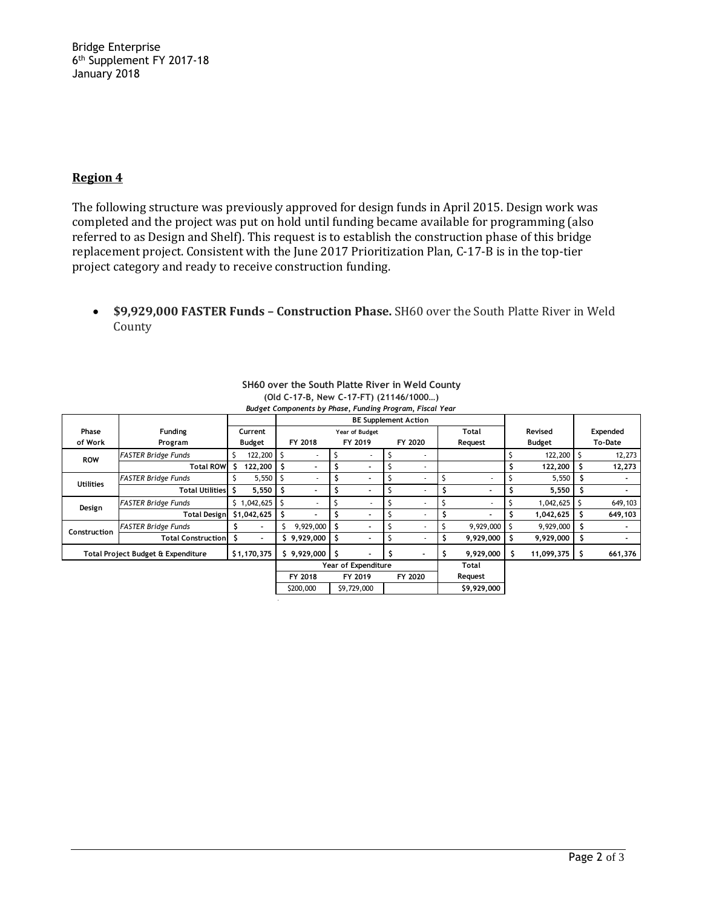Bridge Enterprise
6th Supplement FY 2017-18
January 2018

## Region 4

The following structure was previously approved for design funds in April 2015. Design work was completed and the project was put on hold until funding became available for programming (also referred to as Design and Shelf). This request is to establish the construction phase of this bridge replacement project. Consistent with the June 2017 Prioritization Plan, C-17-B is in the top-tier project category and ready to receive construction funding.

- **$9,929,000 FASTER Funds – Construction Phase.** SH60 over the South Platte River in Weld County

**SH60 over the South Platte River in Weld County**
**(Old C-17-B, New C-17-FT) (21146/1000…)**
***Budget Components by Phase, Funding Program, Fiscal Year***

| Phase of Work | Funding Program | Current Budget | BE Supplement Action – Year of Budget FY 2018 | FY 2019 | FY 2020 | Total Request | Revised Budget | Expended To-Date |
|---|---|---|---|---|---|---|---|---|
| ROW | *FASTER Bridge Funds* | $ 122,200 | $ - | $ - | $ - | | $ 122,200 | $ 12,273 |
| | **Total ROW** | **$ 122,200** | **$ -** | **$ -** | $ - | | **$ 122,200** | **$ 12,273** |
| Utilities | *FASTER Bridge Funds* | $ 5,550 | $ - | $ - | $ - | $ - | $ 5,550 | $ - |
| | **Total Utilities** | **$ 5,550** | **$ -** | **$ -** | $ - | **$ -** | **$ 5,550** | **$ -** |
| Design | *FASTER Bridge Funds* | $ 1,042,625 | $ - | $ - | $ - | $ - | $ 1,042,625 | $ 649,103 |
| | **Total Design** | **$1,042,625** | **$ -** | **$ -** | $ - | **$ -** | **$ 1,042,625** | **$ 649,103** |
| Construction | *FASTER Bridge Funds* | $ - | $ 9,929,000 | $ - | $ - | $ 9,929,000 | $ 9,929,000 | $ - |
| | **Total Construction** | **$ -** | **$ 9,929,000** | **$ -** | $ - | **$ 9,929,000** | **$ 9,929,000** | **$ -** |
| **Total Project Budget & Expenditure** | | **$1,170,375** | **$ 9,929,000** | **$ -** | **$ -** | **$ 9,929,000** | **$ 11,099,375** | **$ 661,376** |

| Year of Expenditure – FY 2018 | FY 2019 | FY 2020 | Total Request |
|---|---|---|---|
| $200,000 | $9,729,000 | | $9,929,000 |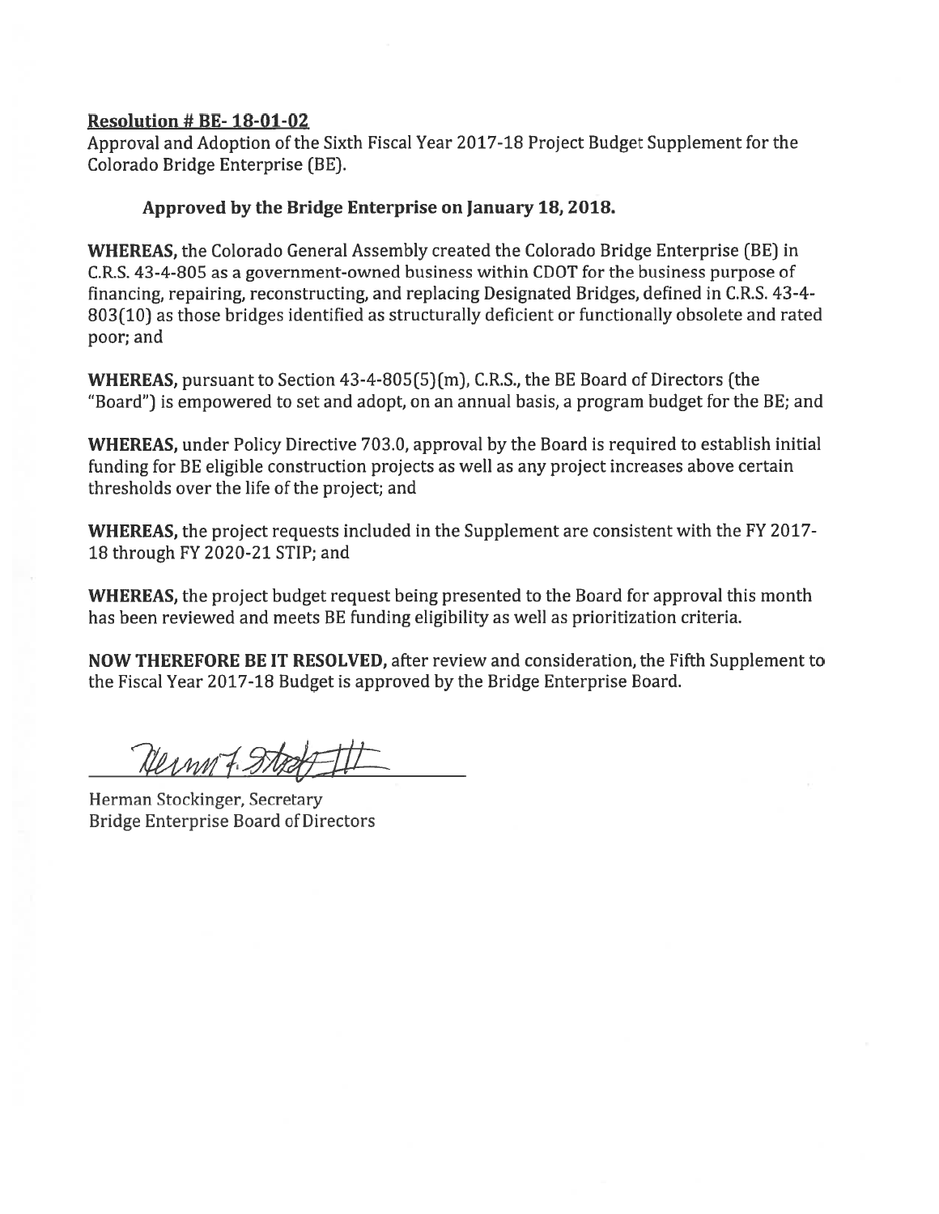**Resolution # BE- 18-01-02**

Approval and Adoption of the Sixth Fiscal Year 2017-18 Project Budget Supplement for the Colorado Bridge Enterprise (BE).

**Approved by the Bridge Enterprise on January 18, 2018.**

**WHEREAS,** the Colorado General Assembly created the Colorado Bridge Enterprise (BE) in C.R.S. 43-4-805 as a government-owned business within CDOT for the business purpose of financing, repairing, reconstructing, and replacing Designated Bridges, defined in C.R.S. 43-4-803(10) as those bridges identified as structurally deficient or functionally obsolete and rated poor; and

**WHEREAS,** pursuant to Section 43-4-805(5)(m), C.R.S., the BE Board of Directors (the "Board") is empowered to set and adopt, on an annual basis, a program budget for the BE; and

**WHEREAS,** under Policy Directive 703.0, approval by the Board is required to establish initial funding for BE eligible construction projects as well as any project increases above certain thresholds over the life of the project; and

**WHEREAS,** the project requests included in the Supplement are consistent with the FY 2017-18 through FY 2020-21 STIP; and

**WHEREAS,** the project budget request being presented to the Board for approval this month has been reviewed and meets BE funding eligibility as well as prioritization criteria.

**NOW THEREFORE BE IT RESOLVED,** after review and consideration, the Fifth Supplement to the Fiscal Year 2017-18 Budget is approved by the Bridge Enterprise Board.

Herman Stockinger, Secretary
Bridge Enterprise Board of Directors